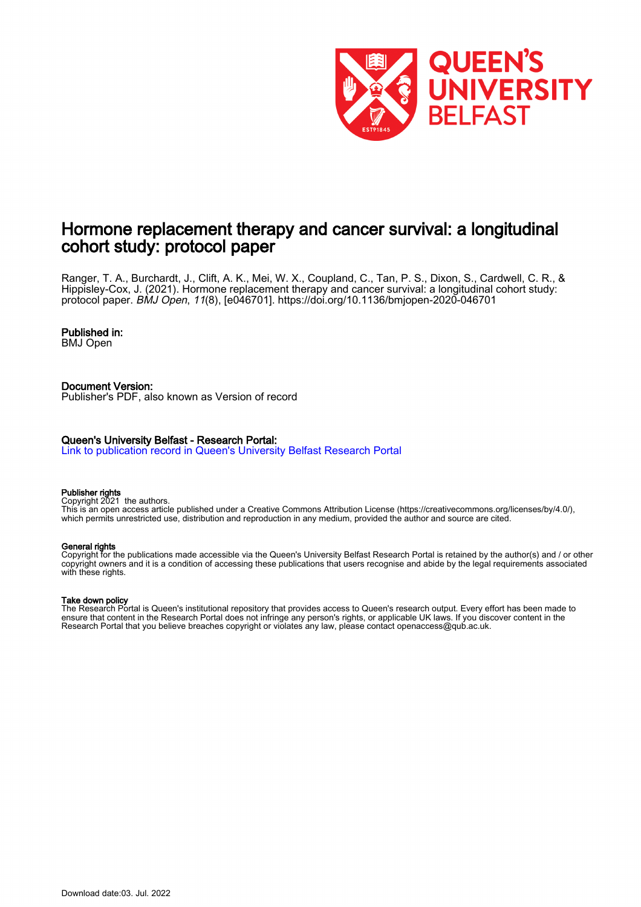# Hormone replacement therapy and cancer survival: a longitudinal cohort study: protocol paper

Ranger, T. A., Burchardt, J., Clift, A. K., Mei, W. X., Coupland, C., Tan, P. S., Dixon, S., Cardwell, C. R., & Hippisley-Cox, J. (2021). Hormone replacement therapy and cancer survival: a longitudinal cohort study: protocol paper. *BMJ Open*, *11*(8), [e046701]. https://doi.org/10.1136/bmjopen-2020-046701

**Published in:**
BMJ Open

**Document Version:**
Publisher's PDF, also known as Version of record

**Queen's University Belfast - Research Portal:**
Link to publication record in Queen's University Belfast Research Portal

**Publisher rights**
Copyright 2021 the authors.
This is an open access article published under a Creative Commons Attribution License (https://creativecommons.org/licenses/by/4.0/), which permits unrestricted use, distribution and reproduction in any medium, provided the author and source are cited.

**General rights**
Copyright for the publications made accessible via the Queen's University Belfast Research Portal is retained by the author(s) and / or other copyright owners and it is a condition of accessing these publications that users recognise and abide by the legal requirements associated with these rights.

**Take down policy**
The Research Portal is Queen's institutional repository that provides access to Queen's research output. Every effort has been made to ensure that content in the Research Portal does not infringe any person's rights, or applicable UK laws. If you discover content in the Research Portal that you believe breaches copyright or violates any law, please contact openaccess@qub.ac.uk.

Download date:03. Jul. 2022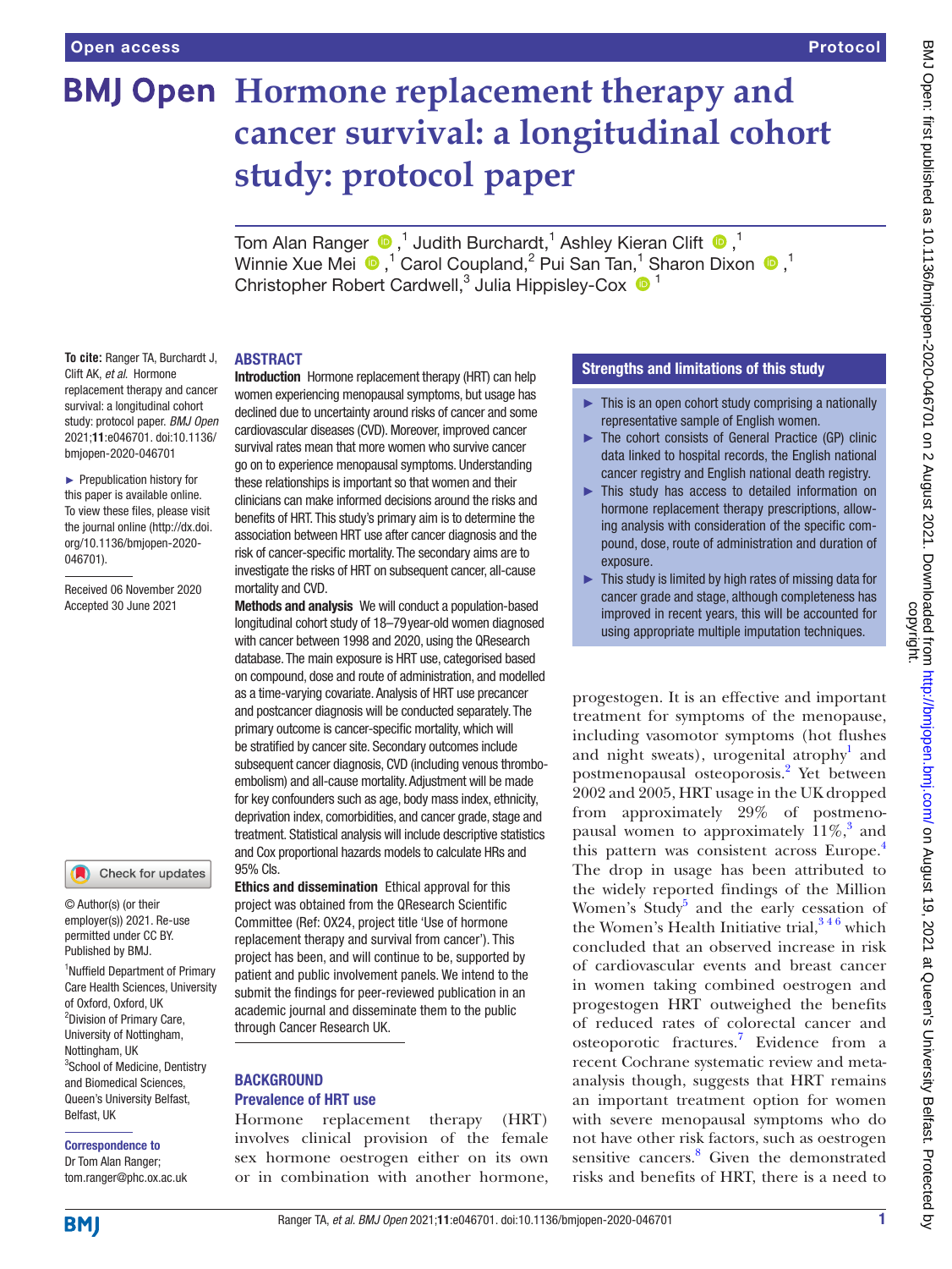Open access

Protocol

# Hormone replacement therapy and cancer survival: a longitudinal cohort study: protocol paper

Tom Alan Ranger,[1] Judith Burchardt,[1] Ashley Kieran Clift,[1] Winnie Xue Mei,[1] Carol Coupland,[2] Pui San Tan,[1] Sharon Dixon,[1] Christopher Robert Cardwell,[3] Julia Hippisley-Cox[1]

To cite: Ranger TA, Burchardt J, Clift AK, *et al*. Hormone replacement therapy and cancer survival: a longitudinal cohort study: protocol paper. *BMJ Open* 2021;**11**:e046701. doi:10.1136/bmjopen-2020-046701

► Prepublication history for this paper is available online. To view these files, please visit the journal online (http://dx.doi.org/10.1136/bmjopen-2020-046701).

Received 06 November 2020
Accepted 30 June 2021

© Author(s) (or their employer(s)) 2021. Re-use permitted under CC BY. Published by BMJ.

[1]Nuffield Department of Primary Care Health Sciences, University of Oxford, Oxford, UK
[2]Division of Primary Care, University of Nottingham, Nottingham, UK
[3]School of Medicine, Dentistry and Biomedical Sciences, Queen's University Belfast, Belfast, UK

**Correspondence to**
Dr Tom Alan Ranger;
tom.ranger@phc.ox.ac.uk

## ABSTRACT

**Introduction** Hormone replacement therapy (HRT) can help women experiencing menopausal symptoms, but usage has declined due to uncertainty around risks of cancer and some cardiovascular diseases (CVD). Moreover, improved cancer survival rates mean that more women who survive cancer go on to experience menopausal symptoms. Understanding these relationships is important so that women and their clinicians can make informed decisions around the risks and benefits of HRT. This study's primary aim is to determine the association between HRT use after cancer diagnosis and the risk of cancer-specific mortality. The secondary aims are to investigate the risks of HRT on subsequent cancer, all-cause mortality and CVD.

**Methods and analysis** We will conduct a population-based longitudinal cohort study of 18–79 year-old women diagnosed with cancer between 1998 and 2020, using the QResearch database. The main exposure is HRT use, categorised based on compound, dose and route of administration, and modelled as a time-varying covariate. Analysis of HRT use precancer and postcancer diagnosis will be conducted separately. The primary outcome is cancer-specific mortality, which will be stratified by cancer site. Secondary outcomes include subsequent cancer diagnosis, CVD (including venous thromboembolism) and all-cause mortality. Adjustment will be made for key confounders such as age, body mass index, ethnicity, deprivation index, comorbidities, and cancer grade, stage and treatment. Statistical analysis will include descriptive statistics and Cox proportional hazards models to calculate HRs and 95% CIs.

**Ethics and dissemination** Ethical approval for this project was obtained from the QResearch Scientific Committee (Ref: OX24, project title 'Use of hormone replacement therapy and survival from cancer'). This project has been, and will continue to be, supported by patient and public involvement panels. We intend to the submit the findings for peer-reviewed publication in an academic journal and disseminate them to the public through Cancer Research UK.

### Strengths and limitations of this study

- This is an open cohort study comprising a nationally representative sample of English women.
- The cohort consists of General Practice (GP) clinic data linked to hospital records, the English national cancer registry and English national death registry.
- This study has access to detailed information on hormone replacement therapy prescriptions, allowing analysis with consideration of the specific compound, dose, route of administration and duration of exposure.
- This study is limited by high rates of missing data for cancer grade and stage, although completeness has improved in recent years, this will be accounted for using appropriate multiple imputation techniques.

## BACKGROUND

### Prevalence of HRT use

Hormone replacement therapy (HRT) involves clinical provision of the female sex hormone oestrogen either on its own or in combination with another hormone, progestogen. It is an effective and important treatment for symptoms of the menopause, including vasomotor symptoms (hot flushes and night sweats), urogenital atrophy[1] and postmenopausal osteoporosis.[2] Yet between 2002 and 2005, HRT usage in the UK dropped from approximately 29% of postmenopausal women to approximately 11%,[3] and this pattern was consistent across Europe.[4] The drop in usage has been attributed to the widely reported findings of the Million Women's Study[5] and the early cessation of the Women's Health Initiative trial,[3 4 6] which concluded that an observed increase in risk of cardiovascular events and breast cancer in women taking combined oestrogen and progestogen HRT outweighed the benefits of reduced rates of colorectal cancer and osteoporotic fractures.[7] Evidence from a recent Cochrane systematic review and meta-analysis though, suggests that HRT remains an important treatment option for women with severe menopausal symptoms who do not have other risk factors, such as oestrogen sensitive cancers.[8] Given the demonstrated risks and benefits of HRT, there is a need to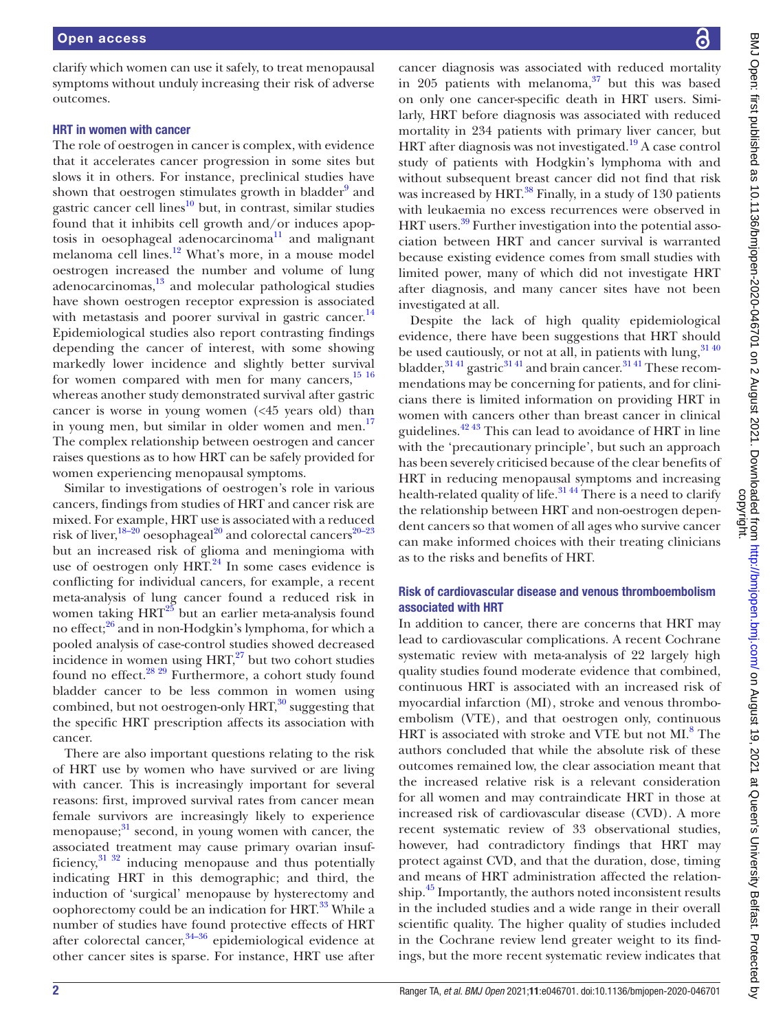clarify which women can use it safely, to treat menopausal symptoms without unduly increasing their risk of adverse outcomes.

### HRT in women with cancer

The role of oestrogen in cancer is complex, with evidence that it accelerates cancer progression in some sites but slows it in others. For instance, preclinical studies have shown that oestrogen stimulates growth in bladder[9] and gastric cancer cell lines[10] but, in contrast, similar studies found that it inhibits cell growth and/or induces apoptosis in oesophageal adenocarcinoma[11] and malignant melanoma cell lines.[12] What's more, in a mouse model oestrogen increased the number and volume of lung adenocarcinomas,[13] and molecular pathological studies have shown oestrogen receptor expression is associated with metastasis and poorer survival in gastric cancer.[14] Epidemiological studies also report contrasting findings depending the cancer of interest, with some showing markedly lower incidence and slightly better survival for women compared with men for many cancers,[15 16] whereas another study demonstrated survival after gastric cancer is worse in young women (<45 years old) than in young men, but similar in older women and men.[17] The complex relationship between oestrogen and cancer raises questions as to how HRT can be safely provided for women experiencing menopausal symptoms.

Similar to investigations of oestrogen's role in various cancers, findings from studies of HRT and cancer risk are mixed. For example, HRT use is associated with a reduced risk of liver,[18–20] oesophageal[20] and colorectal cancers[20–23] but an increased risk of glioma and meningioma with use of oestrogen only HRT.[24] In some cases evidence is conflicting for individual cancers, for example, a recent meta-analysis of lung cancer found a reduced risk in women taking HRT[25] but an earlier meta-analysis found no effect;[26] and in non-Hodgkin's lymphoma, for which a pooled analysis of case-control studies showed decreased incidence in women using HRT,[27] but two cohort studies found no effect.[28 29] Furthermore, a cohort study found bladder cancer to be less common in women using combined, but not oestrogen-only HRT,[30] suggesting that the specific HRT prescription affects its association with cancer.

There are also important questions relating to the risk of HRT use by women who have survived or are living with cancer. This is increasingly important for several reasons: first, improved survival rates from cancer mean female survivors are increasingly likely to experience menopause;[31] second, in young women with cancer, the associated treatment may cause primary ovarian insufficiency,[31 32] inducing menopause and thus potentially indicating HRT in this demographic; and third, the induction of 'surgical' menopause by hysterectomy and oophorectomy could be an indication for HRT.[33] While a number of studies have found protective effects of HRT after colorectal cancer,[34–36] epidemiological evidence at other cancer sites is sparse. For instance, HRT use after cancer diagnosis was associated with reduced mortality in 205 patients with melanoma,[37] but this was based on only one cancer-specific death in HRT users. Similarly, HRT before diagnosis was associated with reduced mortality in 234 patients with primary liver cancer, but HRT after diagnosis was not investigated.[19] A case control study of patients with Hodgkin's lymphoma with and without subsequent breast cancer did not find that risk was increased by HRT.[38] Finally, in a study of 130 patients with leukaemia no excess recurrences were observed in HRT users.[39] Further investigation into the potential association between HRT and cancer survival is warranted because existing evidence comes from small studies with limited power, many of which did not investigate HRT after diagnosis, and many cancer sites have not been investigated at all.

Despite the lack of high quality epidemiological evidence, there have been suggestions that HRT should be used cautiously, or not at all, in patients with lung,[31 40] bladder,[31 41] gastric[31 41] and brain cancer.[31 41] These recommendations may be concerning for patients, and for clinicians there is limited information on providing HRT in women with cancers other than breast cancer in clinical guidelines.[42 43] This can lead to avoidance of HRT in line with the 'precautionary principle', but such an approach has been severely criticised because of the clear benefits of HRT in reducing menopausal symptoms and increasing health-related quality of life.[31 44] There is a need to clarify the relationship between HRT and non-oestrogen dependent cancers so that women of all ages who survive cancer can make informed choices with their treating clinicians as to the risks and benefits of HRT.

### Risk of cardiovascular disease and venous thromboembolism associated with HRT

In addition to cancer, there are concerns that HRT may lead to cardiovascular complications. A recent Cochrane systematic review with meta-analysis of 22 largely high quality studies found moderate evidence that combined, continuous HRT is associated with an increased risk of myocardial infarction (MI), stroke and venous thromboembolism (VTE), and that oestrogen only, continuous HRT is associated with stroke and VTE but not MI.[8] The authors concluded that while the absolute risk of these outcomes remained low, the clear association meant that the increased relative risk is a relevant consideration for all women and may contraindicate HRT in those at increased risk of cardiovascular disease (CVD). A more recent systematic review of 33 observational studies, however, had contradictory findings that HRT may protect against CVD, and that the duration, dose, timing and means of HRT administration affected the relationship.[45] Importantly, the authors noted inconsistent results in the included studies and a wide range in their overall scientific quality. The higher quality of studies included in the Cochrane review lend greater weight to its findings, but the more recent systematic review indicates that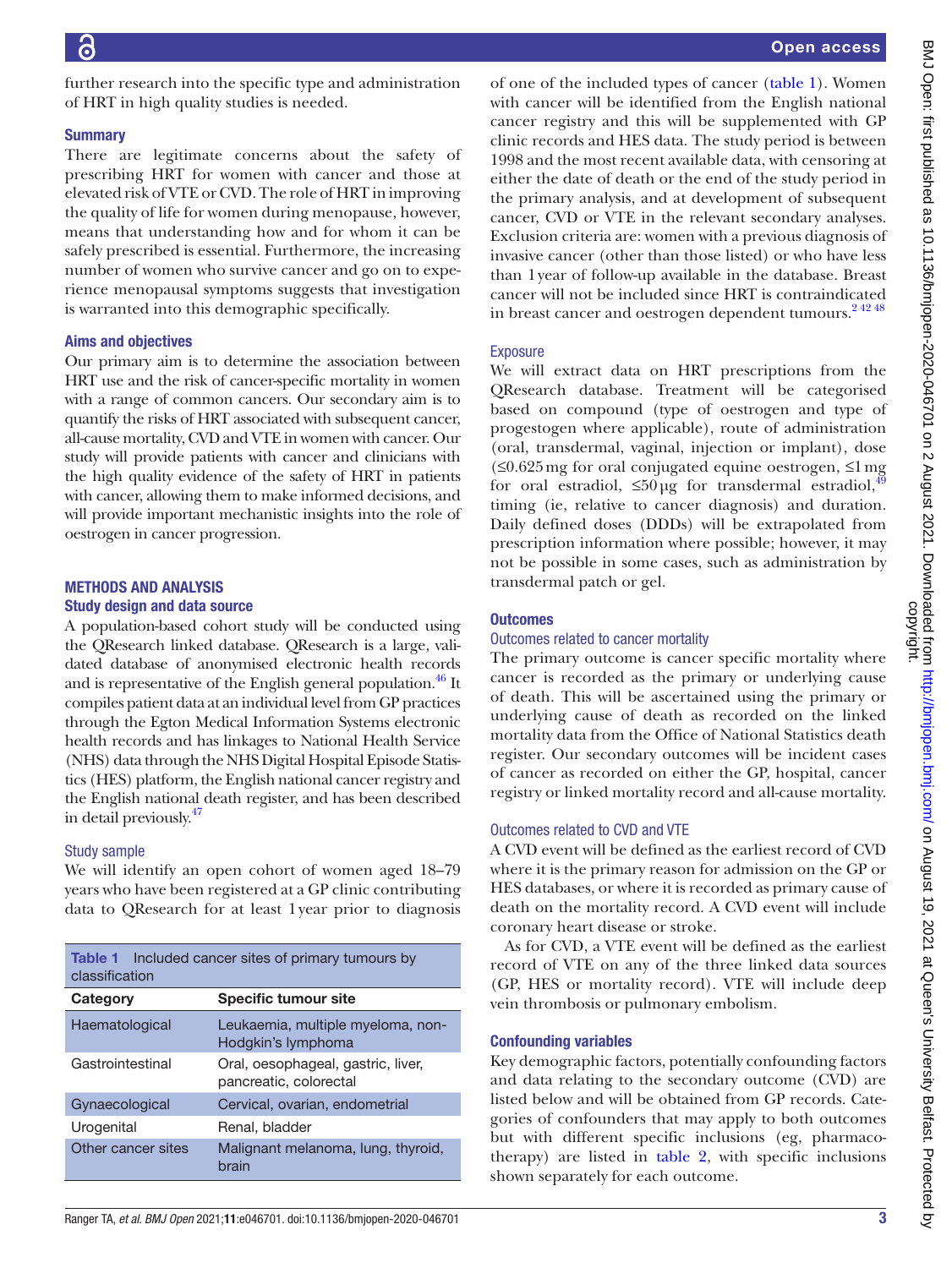further research into the specific type and administration of HRT in high quality studies is needed.

### Summary

There are legitimate concerns about the safety of prescribing HRT for women with cancer and those at elevated risk of VTE or CVD. The role of HRT in improving the quality of life for women during menopause, however, means that understanding how and for whom it can be safely prescribed is essential. Furthermore, the increasing number of women who survive cancer and go on to experience menopausal symptoms suggests that investigation is warranted into this demographic specifically.

### Aims and objectives

Our primary aim is to determine the association between HRT use and the risk of cancer-specific mortality in women with a range of common cancers. Our secondary aim is to quantify the risks of HRT associated with subsequent cancer, all-cause mortality, CVD and VTE in women with cancer. Our study will provide patients with cancer and clinicians with the high quality evidence of the safety of HRT in patients with cancer, allowing them to make informed decisions, and will provide important mechanistic insights into the role of oestrogen in cancer progression.

## METHODS AND ANALYSIS

### Study design and data source

A population-based cohort study will be conducted using the QResearch linked database. QResearch is a large, validated database of anonymised electronic health records and is representative of the English general population.[46] It compiles patient data at an individual level from GP practices through the Egton Medical Information Systems electronic health records and has linkages to National Health Service (NHS) data through the NHS Digital Hospital Episode Statistics (HES) platform, the English national cancer registry and the English national death register, and has been described in detail previously.[47]

#### Study sample

We will identify an open cohort of women aged 18–79 years who have been registered at a GP clinic contributing data to QResearch for at least 1 year prior to diagnosis of one of the included types of cancer (table 1). Women with cancer will be identified from the English national cancer registry and this will be supplemented with GP clinic records and HES data. The study period is between 1998 and the most recent available data, with censoring at either the date of death or the end of the study period in the primary analysis, and at development of subsequent cancer, CVD or VTE in the relevant secondary analyses. Exclusion criteria are: women with a previous diagnosis of invasive cancer (other than those listed) or who have less than 1 year of follow-up available in the database. Breast cancer will not be included since HRT is contraindicated in breast cancer and oestrogen dependent tumours.[2 42 48]

Table 1 Included cancer sites of primary tumours by classification

| Category | Specific tumour site |
|---|---|
| Haematological | Leukaemia, multiple myeloma, non-Hodgkin's lymphoma |
| Gastrointestinal | Oral, oesophageal, gastric, liver, pancreatic, colorectal |
| Gynaecological | Cervical, ovarian, endometrial |
| Urogenital | Renal, bladder |
| Other cancer sites | Malignant melanoma, lung, thyroid, brain |

#### Exposure

We will extract data on HRT prescriptions from the QResearch database. Treatment will be categorised based on compound (type of oestrogen and type of progestogen where applicable), route of administration (oral, transdermal, vaginal, injection or implant), dose (≤0.625 mg for oral conjugated equine oestrogen, ≤1 mg for oral estradiol, ≤50 µg for transdermal estradiol,[49] timing (ie, relative to cancer diagnosis) and duration. Daily defined doses (DDDs) will be extrapolated from prescription information where possible; however, it may not be possible in some cases, such as administration by transdermal patch or gel.

### Outcomes

#### Outcomes related to cancer mortality

The primary outcome is cancer specific mortality where cancer is recorded as the primary or underlying cause of death. This will be ascertained using the primary or underlying cause of death as recorded on the linked mortality data from the Office of National Statistics death register. Our secondary outcomes will be incident cases of cancer as recorded on either the GP, hospital, cancer registry or linked mortality record and all-cause mortality.

#### Outcomes related to CVD and VTE

A CVD event will be defined as the earliest record of CVD where it is the primary reason for admission on the GP or HES databases, or where it is recorded as primary cause of death on the mortality record. A CVD event will include coronary heart disease or stroke.

As for CVD, a VTE event will be defined as the earliest record of VTE on any of the three linked data sources (GP, HES or mortality record). VTE will include deep vein thrombosis or pulmonary embolism.

### Confounding variables

Key demographic factors, potentially confounding factors and data relating to the secondary outcome (CVD) are listed below and will be obtained from GP records. Categories of confounders that may apply to both outcomes but with different specific inclusions (eg, pharmacotherapy) are listed in table 2, with specific inclusions shown separately for each outcome.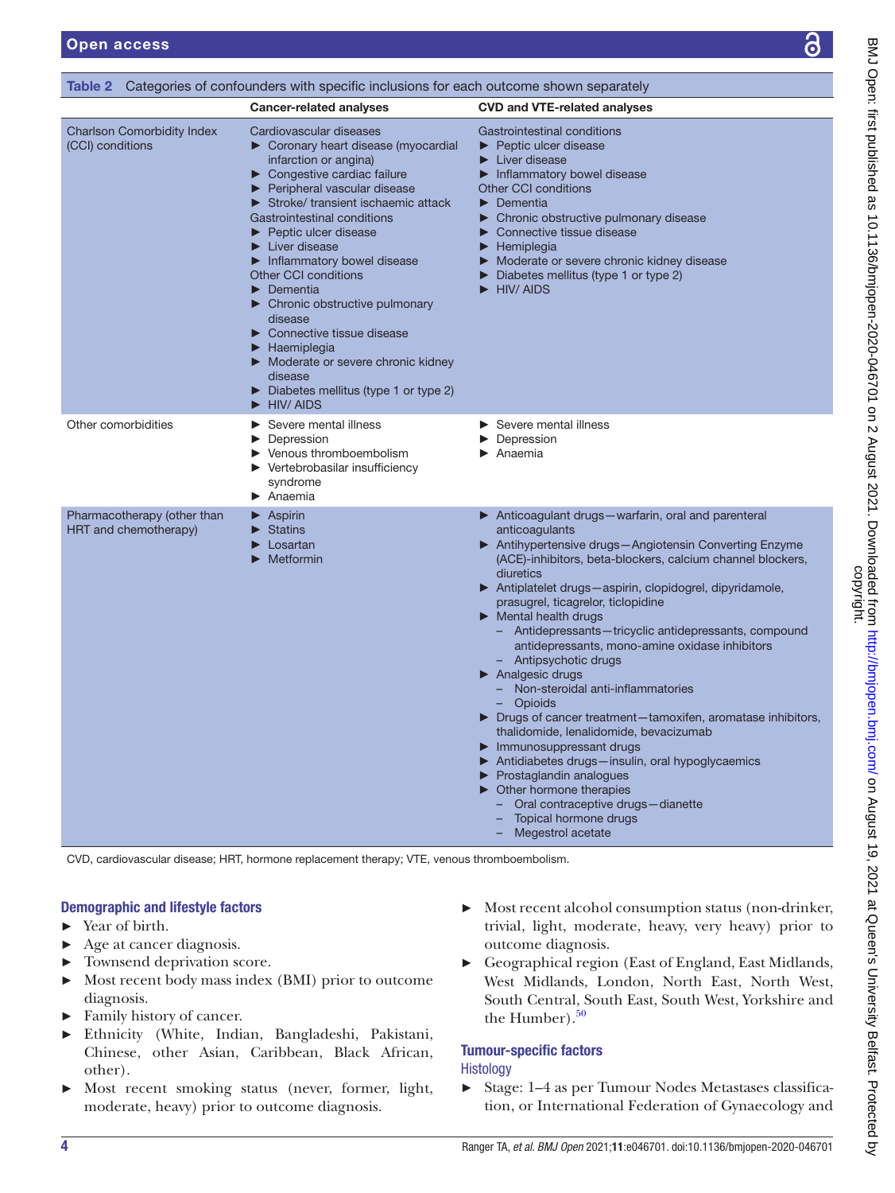**Table 2** Categories of confounders with specific inclusions for each outcome shown separately

| | Cancer-related analyses | CVD and VTE-related analyses |
|---|---|---|
| Charlson Comorbidity Index (CCI) conditions | Cardiovascular diseases<br>► Coronary heart disease (myocardial infarction or angina)<br>► Congestive cardiac failure<br>► Peripheral vascular disease<br>► Stroke/ transient ischaemic attack<br>Gastrointestinal conditions<br>► Peptic ulcer disease<br>► Liver disease<br>► Inflammatory bowel disease<br>Other CCI conditions<br>► Dementia<br>► Chronic obstructive pulmonary disease<br>► Connective tissue disease<br>► Haemiplegia<br>► Moderate or severe chronic kidney disease<br>► Diabetes mellitus (type 1 or type 2)<br>► HIV/ AIDS | Gastrointestinal conditions<br>► Peptic ulcer disease<br>► Liver disease<br>► Inflammatory bowel disease<br>Other CCI conditions<br>► Dementia<br>► Chronic obstructive pulmonary disease<br>► Connective tissue disease<br>► Hemiplegia<br>► Moderate or severe chronic kidney disease<br>► Diabetes mellitus (type 1 or type 2)<br>► HIV/ AIDS |
| Other comorbidities | ► Severe mental illness<br>► Depression<br>► Venous thromboembolism<br>► Vertebrobasilar insufficiency syndrome<br>► Anaemia | ► Severe mental illness<br>► Depression<br>► Anaemia |
| Pharmacotherapy (other than HRT and chemotherapy) | ► Aspirin<br>► Statins<br>► Losartan<br>► Metformin | ► Anticoagulant drugs—warfarin, oral and parenteral anticoagulants<br>► Antihypertensive drugs—Angiotensin Converting Enzyme (ACE)-inhibitors, beta-blockers, calcium channel blockers, diuretics<br>► Antiplatelet drugs—aspirin, clopidogrel, dipyridamole, prasugrel, ticagrelor, ticlopidine<br>► Mental health drugs<br>– Antidepressants—tricyclic antidepressants, compound antidepressants, mono-amine oxidase inhibitors<br>– Antipsychotic drugs<br>► Analgesic drugs<br>– Non-steroidal anti-inflammatories<br>– Opioids<br>► Drugs of cancer treatment—tamoxifen, aromatase inhibitors, thalidomide, lenalidomide, bevacizumab<br>► Immunosuppressant drugs<br>► Antidiabetes drugs—insulin, oral hypoglycaemics<br>► Prostaglandin analogues<br>► Other hormone therapies<br>– Oral contraceptive drugs—dianette<br>– Topical hormone drugs<br>– Megestrol acetate |

CVD, cardiovascular disease; HRT, hormone replacement therapy; VTE, venous thromboembolism.

### Demographic and lifestyle factors

- Year of birth.
- Age at cancer diagnosis.
- Townsend deprivation score.
- Most recent body mass index (BMI) prior to outcome diagnosis.
- Family history of cancer.
- Ethnicity (White, Indian, Bangladeshi, Pakistani, Chinese, other Asian, Caribbean, Black African, other).
- Most recent smoking status (never, former, light, moderate, heavy) prior to outcome diagnosis.
- Most recent alcohol consumption status (non-drinker, trivial, light, moderate, heavy, very heavy) prior to outcome diagnosis.
- Geographical region (East of England, East Midlands, West Midlands, London, North East, North West, South Central, South East, South West, Yorkshire and the Humber).[50]

### Tumour-specific factors

#### Histology

- Stage: 1–4 as per Tumour Nodes Metastases classification, or International Federation of Gynaecology and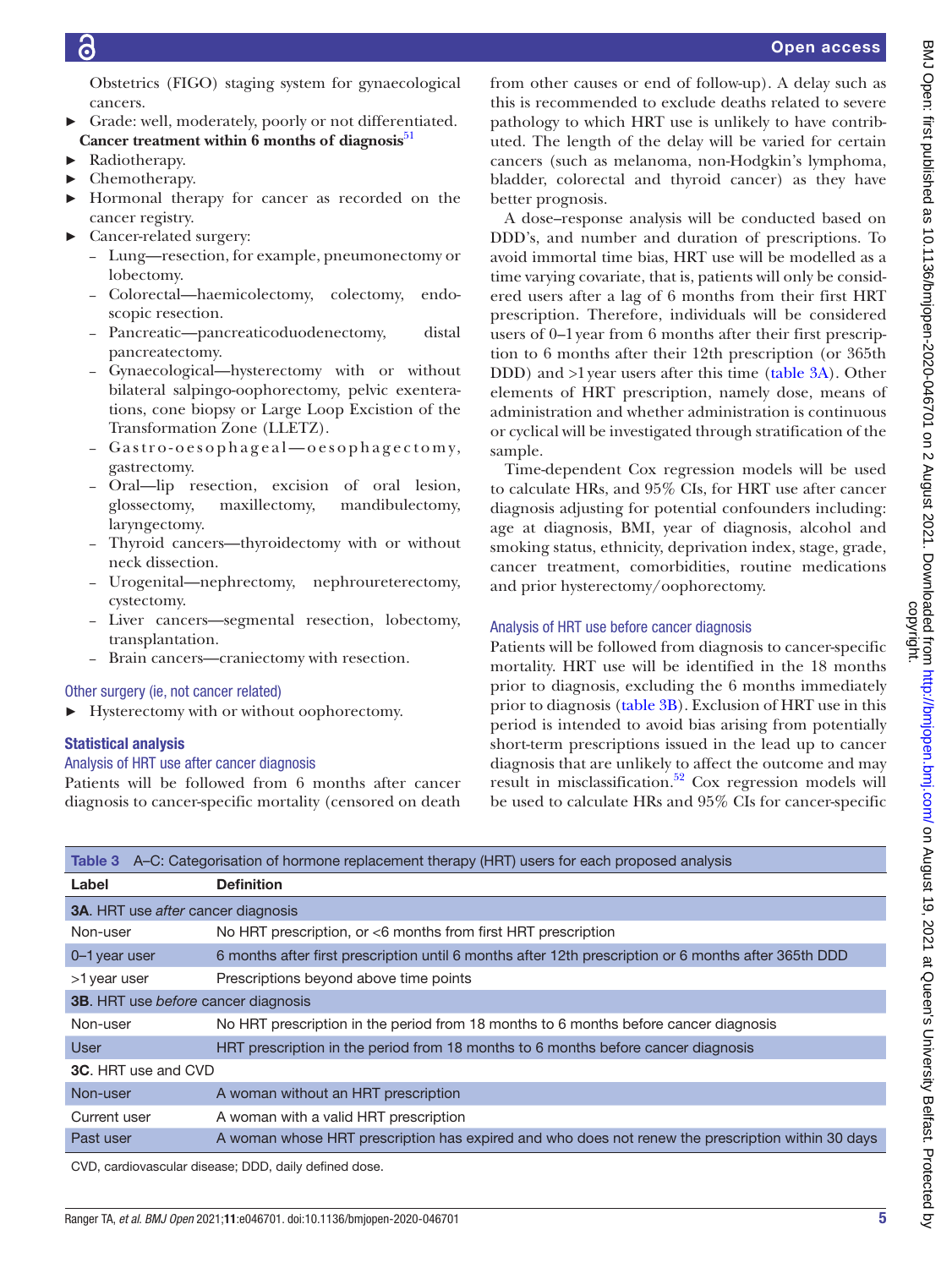Obstetrics (FIGO) staging system for gynaecological cancers.

- Grade: well, moderately, poorly or not differentiated.

**Cancer treatment within 6 months of diagnosis**[51]

- Radiotherapy.
- Chemotherapy.
- Hormonal therapy for cancer as recorded on the cancer registry.
- Cancer-related surgery:
  - Lung—resection, for example, pneumonectomy or lobectomy.
  - Colorectal—haemicolectomy, colectomy, endoscopic resection.
  - Pancreatic—pancreaticoduodenectomy, distal pancreatectomy.
  - Gynaecological—hysterectomy with or without bilateral salpingo-oophorectomy, pelvic exenterations, cone biopsy or Large Loop Excistion of the Transformation Zone (LLETZ).
  - Gastro-oesophageal—oesophagectomy, gastrectomy.
  - Oral—lip resection, excision of oral lesion, glossectomy, maxillectomy, mandibulectomy, laryngectomy.
  - Thyroid cancers—thyroidectomy with or without neck dissection.
  - Urogenital—nephrectomy, nephroureterectomy, cystectomy.
  - Liver cancers—segmental resection, lobectomy, transplantation.
  - Brain cancers—craniectomy with resection.

### Other surgery (ie, not cancer related)

- Hysterectomy with or without oophorectomy.

## Statistical analysis

### Analysis of HRT use after cancer diagnosis

Patients will be followed from 6 months after cancer diagnosis to cancer-specific mortality (censored on death from other causes or end of follow-up). A delay such as this is recommended to exclude deaths related to severe pathology to which HRT use is unlikely to have contributed. The length of the delay will be varied for certain cancers (such as melanoma, non-Hodgkin's lymphoma, bladder, colorectal and thyroid cancer) as they have better prognosis.

A dose–response analysis will be conducted based on DDD's, and number and duration of prescriptions. To avoid immortal time bias, HRT use will be modelled as a time varying covariate, that is, patients will only be considered users after a lag of 6 months from their first HRT prescription. Therefore, individuals will be considered users of 0–1 year from 6 months after their first prescription to 6 months after their 12th prescription (or 365th DDD) and >1 year users after this time (table 3A). Other elements of HRT prescription, namely dose, means of administration and whether administration is continuous or cyclical will be investigated through stratification of the sample.

Time-dependent Cox regression models will be used to calculate HRs, and 95% CIs, for HRT use after cancer diagnosis adjusting for potential confounders including: age at diagnosis, BMI, year of diagnosis, alcohol and smoking status, ethnicity, deprivation index, stage, grade, cancer treatment, comorbidities, routine medications and prior hysterectomy/oophorectomy.

### Analysis of HRT use before cancer diagnosis

Patients will be followed from diagnosis to cancer-specific mortality. HRT use will be identified in the 18 months prior to diagnosis, excluding the 6 months immediately prior to diagnosis (table 3B). Exclusion of HRT use in this period is intended to avoid bias arising from potentially short-term prescriptions issued in the lead up to cancer diagnosis that are unlikely to affect the outcome and may result in misclassification.[52] Cox regression models will be used to calculate HRs and 95% CIs for cancer-specific

**Table 3** A–C: Categorisation of hormone replacement therapy (HRT) users for each proposed analysis

| Label | Definition |
|---|---|
| **3A**. HRT use *after* cancer diagnosis | |
| Non-user | No HRT prescription, or <6 months from first HRT prescription |
| 0–1 year user | 6 months after first prescription until 6 months after 12th prescription or 6 months after 365th DDD |
| >1 year user | Prescriptions beyond above time points |
| **3B**. HRT use *before* cancer diagnosis | |
| Non-user | No HRT prescription in the period from 18 months to 6 months before cancer diagnosis |
| User | HRT prescription in the period from 18 months to 6 months before cancer diagnosis |
| **3C**. HRT use and CVD | |
| Non-user | A woman without an HRT prescription |
| Current user | A woman with a valid HRT prescription |
| Past user | A woman whose HRT prescription has expired and who does not renew the prescription within 30 days |

CVD, cardiovascular disease; DDD, daily defined dose.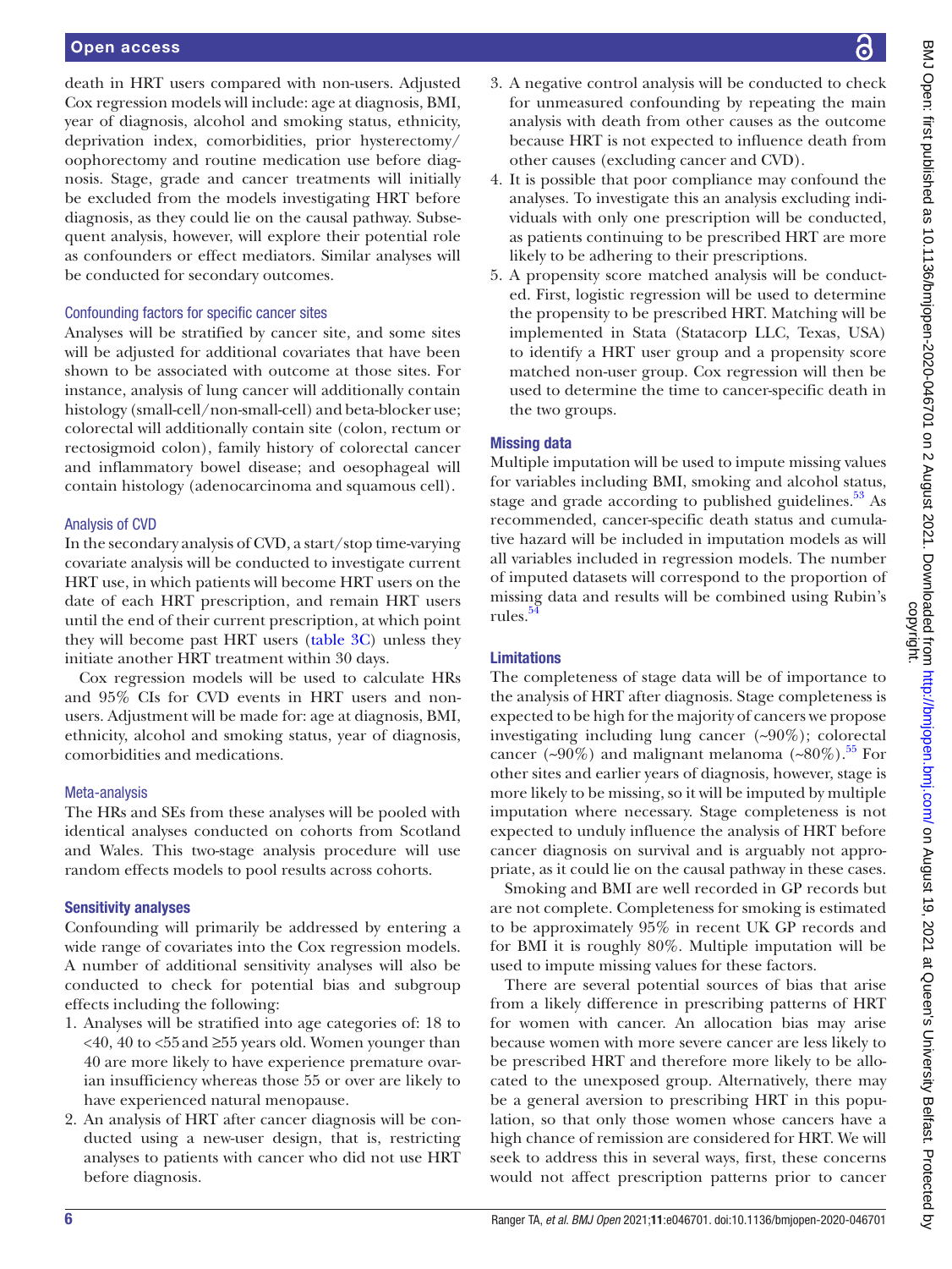death in HRT users compared with non-users. Adjusted Cox regression models will include: age at diagnosis, BMI, year of diagnosis, alcohol and smoking status, ethnicity, deprivation index, comorbidities, prior hysterectomy/oophorectomy and routine medication use before diagnosis. Stage, grade and cancer treatments will initially be excluded from the models investigating HRT before diagnosis, as they could lie on the causal pathway. Subsequent analysis, however, will explore their potential role as confounders or effect mediators. Similar analyses will be conducted for secondary outcomes.

### Confounding factors for specific cancer sites

Analyses will be stratified by cancer site, and some sites will be adjusted for additional covariates that have been shown to be associated with outcome at those sites. For instance, analysis of lung cancer will additionally contain histology (small-cell/non-small-cell) and beta-blocker use; colorectal will additionally contain site (colon, rectum or rectosigmoid colon), family history of colorectal cancer and inflammatory bowel disease; and oesophageal will contain histology (adenocarcinoma and squamous cell).

### Analysis of CVD

In the secondary analysis of CVD, a start/stop time-varying covariate analysis will be conducted to investigate current HRT use, in which patients will become HRT users on the date of each HRT prescription, and remain HRT users until the end of their current prescription, at which point they will become past HRT users (table 3C) unless they initiate another HRT treatment within 30 days.

Cox regression models will be used to calculate HRs and 95% CIs for CVD events in HRT users and non-users. Adjustment will be made for: age at diagnosis, BMI, ethnicity, alcohol and smoking status, year of diagnosis, comorbidities and medications.

### Meta-analysis

The HRs and SEs from these analyses will be pooled with identical analyses conducted on cohorts from Scotland and Wales. This two-stage analysis procedure will use random effects models to pool results across cohorts.

## Sensitivity analyses

Confounding will primarily be addressed by entering a wide range of covariates into the Cox regression models. A number of additional sensitivity analyses will also be conducted to check for potential bias and subgroup effects including the following:

1. Analyses will be stratified into age categories of: 18 to <40, 40 to <55 and ≥55 years old. Women younger than 40 are more likely to have experience premature ovarian insufficiency whereas those 55 or over are likely to have experienced natural menopause.
2. An analysis of HRT after cancer diagnosis will be conducted using a new-user design, that is, restricting analyses to patients with cancer who did not use HRT before diagnosis.
3. A negative control analysis will be conducted to check for unmeasured confounding by repeating the main analysis with death from other causes as the outcome because HRT is not expected to influence death from other causes (excluding cancer and CVD).
4. It is possible that poor compliance may confound the analyses. To investigate this an analysis excluding individuals with only one prescription will be conducted, as patients continuing to be prescribed HRT are more likely to be adhering to their prescriptions.
5. A propensity score matched analysis will be conducted. First, logistic regression will be used to determine the propensity to be prescribed HRT. Matching will be implemented in Stata (Statacorp LLC, Texas, USA) to identify a HRT user group and a propensity score matched non-user group. Cox regression will then be used to determine the time to cancer-specific death in the two groups.

## Missing data

Multiple imputation will be used to impute missing values for variables including BMI, smoking and alcohol status, stage and grade according to published guidelines.[53] As recommended, cancer-specific death status and cumulative hazard will be included in imputation models as will all variables included in regression models. The number of imputed datasets will correspond to the proportion of missing data and results will be combined using Rubin's rules.[54]

## Limitations

The completeness of stage data will be of importance to the analysis of HRT after diagnosis. Stage completeness is expected to be high for the majority of cancers we propose investigating including lung cancer (~90%); colorectal cancer (~90%) and malignant melanoma (~80%).[55] For other sites and earlier years of diagnosis, however, stage is more likely to be missing, so it will be imputed by multiple imputation where necessary. Stage completeness is not expected to unduly influence the analysis of HRT before cancer diagnosis on survival and is arguably not appropriate, as it could lie on the causal pathway in these cases.

Smoking and BMI are well recorded in GP records but are not complete. Completeness for smoking is estimated to be approximately 95% in recent UK GP records and for BMI it is roughly 80%. Multiple imputation will be used to impute missing values for these factors.

There are several potential sources of bias that arise from a likely difference in prescribing patterns of HRT for women with cancer. An allocation bias may arise because women with more severe cancer are less likely to be prescribed HRT and therefore more likely to be allocated to the unexposed group. Alternatively, there may be a general aversion to prescribing HRT in this population, so that only those women whose cancers have a high chance of remission are considered for HRT. We will seek to address this in several ways, first, these concerns would not affect prescription patterns prior to cancer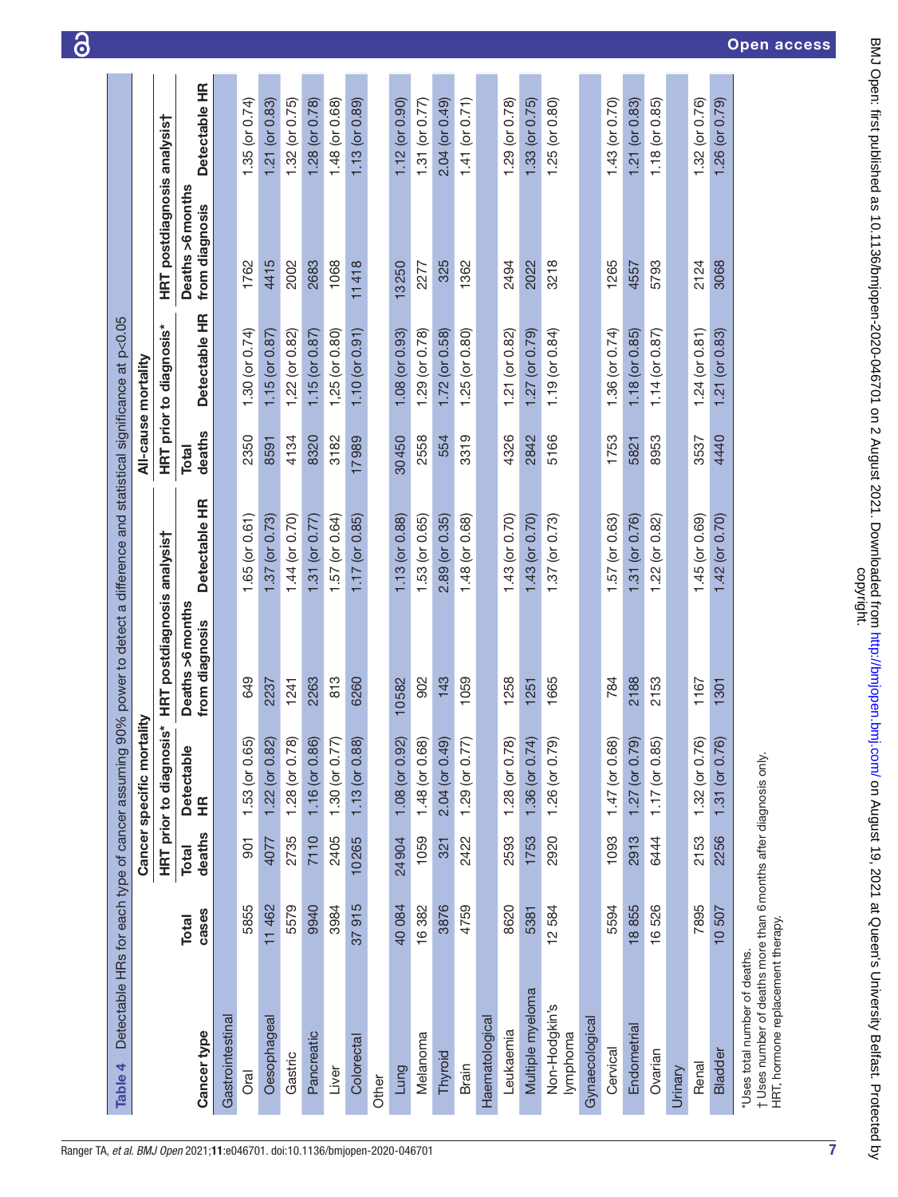**Table 4** Detectable HRs for each type of cancer assuming 90% power to detect a difference and statistical significance at p<0.05

| | | Cancer specific mortality | | | | All-cause mortality | | | |
|---|---|---|---|---|---|---|---|---|---|
| | | HRT prior to diagnosis* | | HRT postdiagnosis analysis† | | HRT prior to diagnosis* | | HRT postdiagnosis analysis† | |
| Cancer type | Total cases | Total deaths | Detectable HR | Deaths >6 months from diagnosis | Detectable HR | Total deaths | Detectable HR | Deaths >6 months from diagnosis | Detectable HR |
| Gastrointestinal | | | | | | | | | |
| Oral | 5855 | 901 | 1.53 (or 0.65) | 649 | 1.65 (or 0.61) | 2350 | 1.30 (or 0.74) | 1762 | 1.35 (or 0.74) |
| Oesophageal | 11 462 | 4077 | 1.22 (or 0.82) | 2237 | 1.37 (or 0.73) | 8591 | 1.15 (or 0.87) | 4415 | 1.21 (or 0.83) |
| Gastric | 5579 | 2735 | 1.28 (or 0.78) | 1241 | 1.44 (or 0.70) | 4134 | 1,22 (or 0.82) | 2002 | 1.32 (or 0.75) |
| Pancreatic | 9940 | 7110 | 1.16 (or 0.86) | 2263 | 1.31 (or 0.77) | 8320 | 1.15 (or 0.87) | 2683 | 1.28 (or 0.78) |
| Liver | 3984 | 2405 | 1.30 (or 0.77) | 813 | 1.57 (or 0.64) | 3182 | 1,25 (or 0.80) | 1068 | 1.48 (or 0.68) |
| Colorectal | 37 915 | 10 265 | 1.13 (or 0.88) | 6260 | 1.17 (or 0.85) | 17 989 | 1.10 (or 0.91) | 11 418 | 1.13 (or 0.89) |
| Other | | | | | | | | | |
| Lung | 40 084 | 24 904 | 1.08 (or 0.92) | 10 582 | 1.13 (or 0.88) | 30 450 | 1.08 (or 0.93) | 13 250 | 1.12 (or 0.90) |
| Melanoma | 16 382 | 1059 | 1.48 (or 0.68) | 902 | 1.53 (or 0.65) | 2558 | 1.29 (or 0.78) | 2277 | 1.31 (or 0.77) |
| Thyroid | 3876 | 321 | 2.04 (or 0.49) | 143 | 2.89 (or 0.35) | 554 | 1.72 (or 0.58) | 325 | 2.04 (or 0.49) |
| Brain | 4759 | 2422 | 1.29 (or 0.77) | 1059 | 1.48 (or 0.68) | 3319 | 1.25 (or 0.80) | 1362 | 1.41 (or 0.71) |
| Haematological | | | | | | | | | |
| Leukaemia | 8620 | 2593 | 1.28 (or 0.78) | 1258 | 1.43 (or 0.70) | 4326 | 1.21 (or 0.82) | 2494 | 1.29 (or 0.78) |
| Multiple myeloma | 5381 | 1753 | 1.36 (or 0.74) | 1251 | 1.43 (or 0.70) | 2842 | 1.27 (or 0.79) | 2022 | 1.33 (or 0.75) |
| Non-Hodgkin's lymphoma | 12 584 | 2920 | 1.26 (or 0.79) | 1665 | 1.37 (or 0.73) | 5166 | 1.19 (or 0.84) | 3218 | 1.25 (or 0.80) |
| Gynaecological | | | | | | | | | |
| Cervical | 5594 | 1093 | 1.47 (or 0.68) | 784 | 1.57 (or 0.63) | 1753 | 1.36 (or 0.74) | 1265 | 1.43 (or 0.70) |
| Endometrial | 18 855 | 2913 | 1.27 (or 0.79) | 2188 | 1.31 (or 0.76) | 5821 | 1.18 (or 0.85) | 4557 | 1.21 (or 0.83) |
| Ovarian | 16 526 | 6444 | 1.17 (or 0.85) | 2153 | 1.22 (or 0.82) | 8953 | 1.14 (or 0.87) | 5793 | 1.18 (or 0.85) |
| Urinary | | | | | | | | | |
| Renal | 7895 | 2153 | 1.32 (or 0.76) | 1167 | 1.45 (or 0.69) | 3537 | 1.24 (or 0.81) | 2124 | 1.32 (or 0.76) |
| Bladder | 10 507 | 2256 | 1.31 (or 0.76) | 1301 | 1.42 (or 0.70) | 4440 | 1.21 (or 0.83) | 3068 | 1.26 (or 0.79) |

*Uses total number of deaths.
†Uses number of deaths more than 6 months after diagnosis only.
HRT, hormone replacement therapy.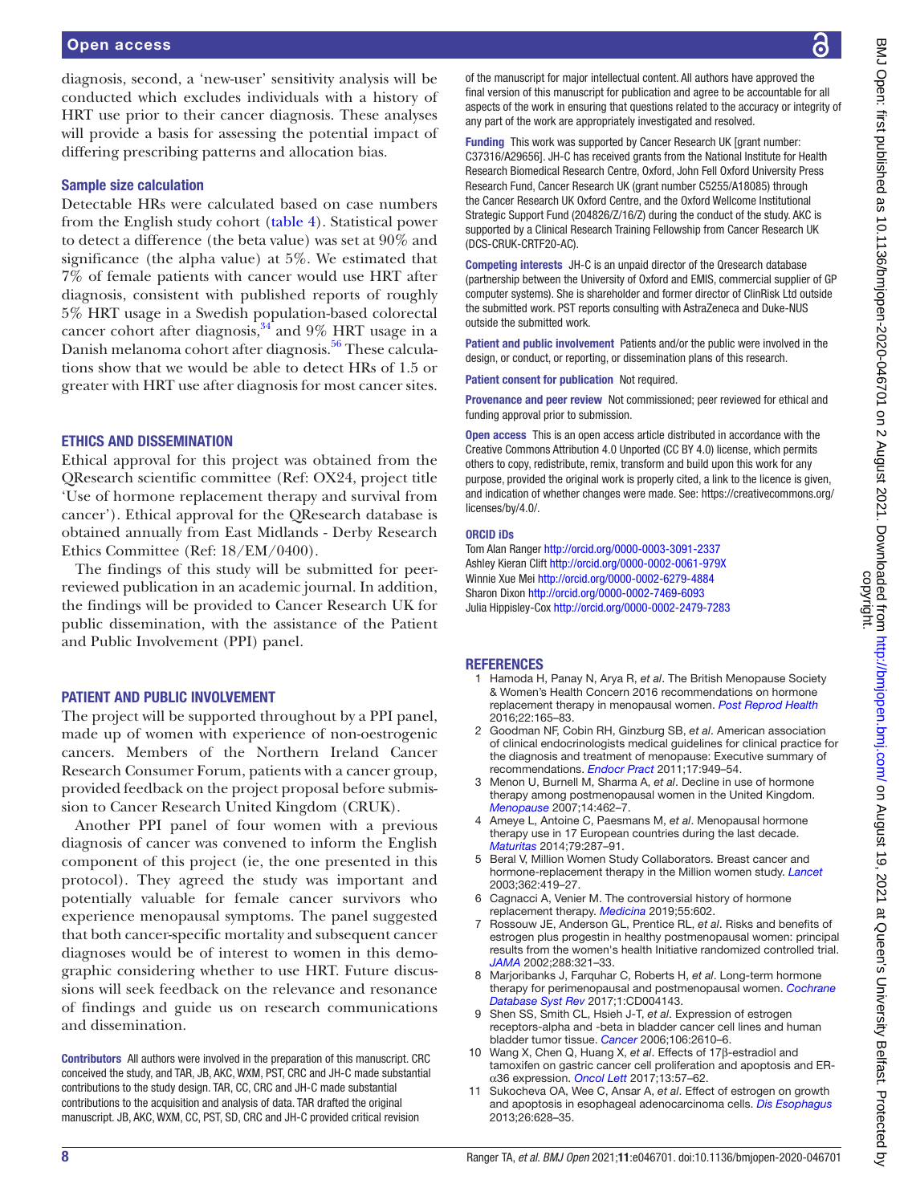diagnosis, second, a 'new-user' sensitivity analysis will be conducted which excludes individuals with a history of HRT use prior to their cancer diagnosis. These analyses will provide a basis for assessing the potential impact of differing prescribing patterns and allocation bias.

### Sample size calculation

Detectable HRs were calculated based on case numbers from the English study cohort (table 4). Statistical power to detect a difference (the beta value) was set at 90% and significance (the alpha value) at 5%. We estimated that 7% of female patients with cancer would use HRT after diagnosis, consistent with published reports of roughly 5% HRT usage in a Swedish population-based colorectal cancer cohort after diagnosis,[34] and 9% HRT usage in a Danish melanoma cohort after diagnosis.[56] These calculations show that we would be able to detect HRs of 1.5 or greater with HRT use after diagnosis for most cancer sites.

## ETHICS AND DISSEMINATION

Ethical approval for this project was obtained from the QResearch scientific committee (Ref: OX24, project title 'Use of hormone replacement therapy and survival from cancer'). Ethical approval for the QResearch database is obtained annually from East Midlands - Derby Research Ethics Committee (Ref: 18/EM/0400).

The findings of this study will be submitted for peer-reviewed publication in an academic journal. In addition, the findings will be provided to Cancer Research UK for public dissemination, with the assistance of the Patient and Public Involvement (PPI) panel.

## PATIENT AND PUBLIC INVOLVEMENT

The project will be supported throughout by a PPI panel, made up of women with experience of non-oestrogenic cancers. Members of the Northern Ireland Cancer Research Consumer Forum, patients with a cancer group, provided feedback on the project proposal before submission to Cancer Research United Kingdom (CRUK).

Another PPI panel of four women with a previous diagnosis of cancer was convened to inform the English component of this project (ie, the one presented in this protocol). They agreed the study was important and potentially valuable for female cancer survivors who experience menopausal symptoms. The panel suggested that both cancer-specific mortality and subsequent cancer diagnoses would be of interest to women in this demographic considering whether to use HRT. Future discussions will seek feedback on the relevance and resonance of findings and guide us on research communications and dissemination.

**Contributors** All authors were involved in the preparation of this manuscript. CRC conceived the study, and TAR, JB, AKC, WXM, PST, CRC and JH-C made substantial contributions to the study design. TAR, CC, CRC and JH-C made substantial contributions to the acquisition and analysis of data. TAR drafted the original manuscript. JB, AKC, WXM, CC, PST, SD, CRC and JH-C provided critical revision of the manuscript for major intellectual content. All authors have approved the final version of this manuscript for publication and agree to be accountable for all aspects of the work in ensuring that questions related to the accuracy or integrity of any part of the work are appropriately investigated and resolved.

**Funding** This work was supported by Cancer Research UK [grant number: C37316/A29656]. JH-C has received grants from the National Institute for Health Research Biomedical Research Centre, Oxford, John Fell Oxford University Press Research Fund, Cancer Research UK (grant number C5255/A18085) through the Cancer Research UK Oxford Centre, and the Oxford Wellcome Institutional Strategic Support Fund (204826/Z/16/Z) during the conduct of the study. AKC is supported by a Clinical Research Training Fellowship from Cancer Research UK (DCS-CRUK-CRTF20-AC).

**Competing interests** JH-C is an unpaid director of the Qresearch database (partnership between the University of Oxford and EMIS, commercial supplier of GP computer systems). She is shareholder and former director of ClinRisk Ltd outside the submitted work. PST reports consulting with AstraZeneca and Duke-NUS outside the submitted work.

**Patient and public involvement** Patients and/or the public were involved in the design, or conduct, or reporting, or dissemination plans of this research.

**Patient consent for publication** Not required.

**Provenance and peer review** Not commissioned; peer reviewed for ethical and funding approval prior to submission.

**Open access** This is an open access article distributed in accordance with the Creative Commons Attribution 4.0 Unported (CC BY 4.0) license, which permits others to copy, redistribute, remix, transform and build upon this work for any purpose, provided the original work is properly cited, a link to the licence is given, and indication of whether changes were made. See: https://creativecommons.org/licenses/by/4.0/.

### ORCID iDs

Tom Alan Ranger http://orcid.org/0000-0003-3091-2337
Ashley Kieran Clift http://orcid.org/0000-0002-0061-979X
Winnie Xue Mei http://orcid.org/0000-0002-6279-4884
Sharon Dixon http://orcid.org/0000-0002-7469-6093
Julia Hippisley-Cox http://orcid.org/0000-0002-2479-7283

## REFERENCES

1. Hamoda H, Panay N, Arya R, *et al*. The British Menopause Society & Women's Health Concern 2016 recommendations on hormone replacement therapy in menopausal women. *Post Reprod Health* 2016;22:165–83.
2. Goodman NF, Cobin RH, Ginzburg SB, *et al*. American association of clinical endocrinologists medical guidelines for clinical practice for the diagnosis and treatment of menopause: Executive summary of recommendations. *Endocr Pract* 2011;17:949–54.
3. Menon U, Burnell M, Sharma A, *et al*. Decline in use of hormone therapy among postmenopausal women in the United Kingdom. *Menopause* 2007;14:462–7.
4. Ameye L, Antoine C, Paesmans M, *et al*. Menopausal hormone therapy use in 17 European countries during the last decade. *Maturitas* 2014;79:287–91.
5. Beral V, Million Women Study Collaborators. Breast cancer and hormone-replacement therapy in the Million women study. *Lancet* 2003;362:419–27.
6. Cagnacci A, Venier M. The controversial history of hormone replacement therapy. *Medicina* 2019;55:602.
7. Rossouw JE, Anderson GL, Prentice RL, *et al*. Risks and benefits of estrogen plus progestin in healthy postmenopausal women: principal results from the women's health Initiative randomized controlled trial. *JAMA* 2002;288:321–33.
8. Marjoribanks J, Farquhar C, Roberts H, *et al*. Long-term hormone therapy for perimenopausal and postmenopausal women. *Cochrane Database Syst Rev* 2017;1:CD004143.
9. Shen SS, Smith CL, Hsieh J-T, *et al*. Expression of estrogen receptors-alpha and -beta in bladder cancer cell lines and human bladder tumor tissue. *Cancer* 2006;106:2610–6.
10. Wang X, Chen Q, Huang X, *et al*. Effects of 17β-estradiol and tamoxifen on gastric cancer cell proliferation and apoptosis and ER-α36 expression. *Oncol Lett* 2017;13:57–62.
11. Sukocheva OA, Wee C, Ansar A, *et al*. Effect of estrogen on growth and apoptosis in esophageal adenocarcinoma cells. *Dis Esophagus* 2013;26:628–35.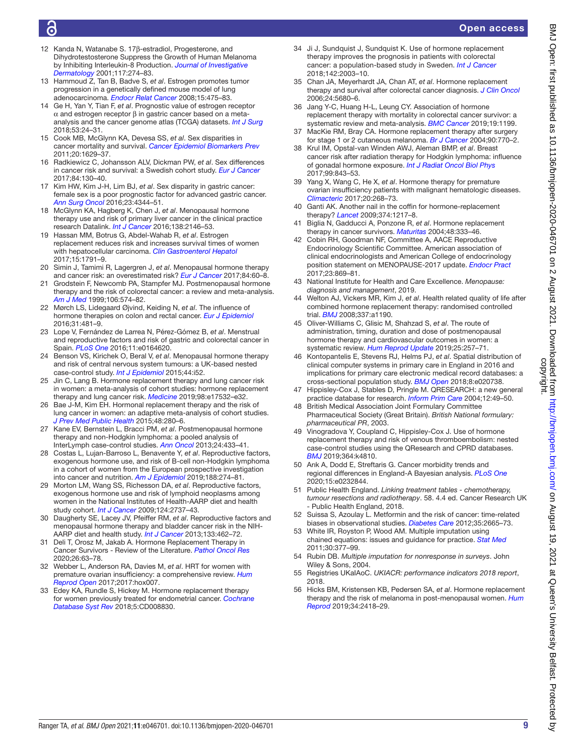12 Kanda N, Watanabe S. 17β-estradiol, Progesterone, and Dihydrotestosterone Suppress the Growth of Human Melanoma by Inhibiting Interleukin-8 Production. *Journal of Investigative Dermatology* 2001;117:274–83.
13 Hammoud Z, Tan B, Badve S, *et al*. Estrogen promotes tumor progression in a genetically defined mouse model of lung adenocarcinoma. *Endocr Relat Cancer* 2008;15:475–83.
14 Ge H, Yan Y, Tian F, *et al*. Prognostic value of estrogen receptor α and estrogen receptor β in gastric cancer based on a meta-analysis and the cancer genome atlas (TCGA) datasets. *Int J Surg* 2018;53:24–31.
15 Cook MB, McGlynn KA, Devesa SS, *et al*. Sex disparities in cancer mortality and survival. *Cancer Epidemiol Biomarkers Prev* 2011;20:1629–37.
16 Radkiewicz C, Johansson ALV, Dickman PW, *et al*. Sex differences in cancer risk and survival: a Swedish cohort study. *Eur J Cancer* 2017;84:130–40.
17 Kim HW, Kim J-H, Lim BJ, *et al*. Sex disparity in gastric cancer: female sex is a poor prognostic factor for advanced gastric cancer. *Ann Surg Oncol* 2016;23:4344–51.
18 McGlynn KA, Hagberg K, Chen J, *et al*. Menopausal hormone therapy use and risk of primary liver cancer in the clinical practice research Datalink. *Int J Cancer* 2016;138:2146–53.
19 Hassan MM, Botrus G, Abdel-Wahab R, *et al*. Estrogen replacement reduces risk and increases survival times of women with hepatocellular carcinoma. *Clin Gastroenterol Hepatol* 2017;15:1791–9.
20 Simin J, Tamimi R, Lagergren J, *et al*. Menopausal hormone therapy and cancer risk: an overestimated risk? *Eur J Cancer* 2017;84:60–8.
21 Grodstein F, Newcomb PA, Stampfer MJ. Postmenopausal hormone therapy and the risk of colorectal cancer: a review and meta-analysis. *Am J Med* 1999;106:574–82.
22 Mørch LS, Lidegaard Øjvind, Keiding N, *et al*. The influence of hormone therapies on colon and rectal cancer. *Eur J Epidemiol* 2016;31:481–9.
23 Lope V, Fernández de Larrea N, Pérez-Gómez B, *et al*. Menstrual and reproductive factors and risk of gastric and colorectal cancer in Spain. *PLoS One* 2016;11:e0164620.
24 Benson VS, Kirichek O, Beral V, *et al*. Menopausal hormone therapy and risk of central nervous system tumours: a UK-based nested case-control study. *Int J Epidemiol* 2015;44:i52.
25 Jin C, Lang B. Hormone replacement therapy and lung cancer risk in women: a meta-analysis of cohort studies: hormone replacement therapy and lung cancer risk. *Medicine* 2019;98:e17532–e32.
26 Bae J-M, Kim EH. Hormonal replacement therapy and the risk of lung cancer in women: an adaptive meta-analysis of cohort studies. *J Prev Med Public Health* 2015;48:280–6.
27 Kane EV, Bernstein L, Bracci PM, *et al*. Postmenopausal hormone therapy and non-Hodgkin lymphoma: a pooled analysis of InterLymph case-control studies. *Ann Oncol* 2013;24:433–41.
28 Costas L, Lujan-Barroso L, Benavente Y, *et al*. Reproductive factors, exogenous hormone use, and risk of B-cell non-Hodgkin lymphoma in a cohort of women from the European prospective investigation into cancer and nutrition. *Am J Epidemiol* 2019;188:274–81.
29 Morton LM, Wang SS, Richesson DA, *et al*. Reproductive factors, exogenous hormone use and risk of lymphoid neoplasms among women in the National Institutes of Health-AARP diet and health study cohort. *Int J Cancer* 2009;124:2737–43.
30 Daugherty SE, Lacey JV, Pfeiffer RM, *et al*. Reproductive factors and menopausal hormone therapy and bladder cancer risk in the NIH-AARP diet and health study. *Int J Cancer* 2013;133:462–72.
31 Deli T, Orosz M, Jakab A. Hormone Replacement Therapy in Cancer Survivors - Review of the Literature. *Pathol Oncol Res* 2020;26:63–78.
32 Webber L, Anderson RA, Davies M, *et al*. HRT for women with premature ovarian insufficiency: a comprehensive review. *Hum Reprod Open* 2017;2017:hox007.
33 Edey KA, Rundle S, Hickey M. Hormone replacement therapy for women previously treated for endometrial cancer. *Cochrane Database Syst Rev* 2018;5:CD008830.
34 Ji J, Sundquist J, Sundquist K. Use of hormone replacement therapy improves the prognosis in patients with colorectal cancer: a population-based study in Sweden. *Int J Cancer* 2018;142:2003–10.
35 Chan JA, Meyerhardt JA, Chan AT, *et al*. Hormone replacement therapy and survival after colorectal cancer diagnosis. *J Clin Oncol* 2006;24:5680–6.
36 Jang Y-C, Huang H-L, Leung CY. Association of hormone replacement therapy with mortality in colorectal cancer survivor: a systematic review and meta-analysis. *BMC Cancer* 2019;19:1199.
37 MacKie RM, Bray CA. Hormone replacement therapy after surgery for stage 1 or 2 cutaneous melanoma. *Br J Cancer* 2004;90:770–2.
38 Krul IM, Opstal-van Winden AWJ, Aleman BMP, *et al*. Breast cancer risk after radiation therapy for Hodgkin lymphoma: influence of gonadal hormone exposure. *Int J Radiat Oncol Biol Phys* 2017;99:843–53.
39 Yang X, Wang C, He X, *et al*. Hormone therapy for premature ovarian insufficiency patients with malignant hematologic diseases. *Climacteric* 2017;20:268–73.
40 Ganti AK. Another nail in the coffin for hormone-replacement therapy? *Lancet* 2009;374:1217–8.
41 Biglia N, Gadducci A, Ponzone R, *et al*. Hormone replacement therapy in cancer survivors. *Maturitas* 2004;48:333–46.
42 Cobin RH, Goodman NF, Committee A, AACE Reproductive Endocrinology Scientific Committee. American association of clinical endocrinologists and American College of endocrinology position statement on MENOPAUSE-2017 update. *Endocr Pract* 2017;23:869–81.
43 National Institute for Health and Care Excellence. *Menopause: diagnosis and management*, 2019.
44 Welton AJ, Vickers MR, Kim J, *et al*. Health related quality of life after combined hormone replacement therapy: randomised controlled trial. *BMJ* 2008;337:a1190.
45 Oliver-Williams C, Glisic M, Shahzad S, *et al*. The route of administration, timing, duration and dose of postmenopausal hormone therapy and cardiovascular outcomes in women: a systematic review. *Hum Reprod Update* 2019;25:257–71.
46 Kontopantelis E, Stevens RJ, Helms PJ, *et al*. Spatial distribution of clinical computer systems in primary care in England in 2016 and implications for primary care electronic medical record databases: a cross-sectional population study. *BMJ Open* 2018;8:e020738.
47 Hippisley-Cox J, Stables D, Pringle M. QRESEARCH: a new general practice database for research. *Inform Prim Care* 2004;12:49–50.
48 British Medical Association Joint Formulary Committee Pharmaceutical Society (Great Britain). *British National formulary: pharmaceutical PR*, 2003.
49 Vinogradova Y, Coupland C, Hippisley-Cox J. Use of hormone replacement therapy and risk of venous thromboembolism: nested case-control studies using the QResearch and CPRD databases. *BMJ* 2019;364:k4810.
50 Arık A, Dodd E, Streftaris G. Cancer morbidity trends and regional differences in England-A Bayesian analysis. *PLoS One* 2020;15:e0232844.
51 Public Health England. *Linking treatment tables - chemotherapy, tumour resections and radiotherapy*. 58. 4.4 ed. Cancer Research UK - Public Health England, 2018.
52 Suissa S, Azoulay L. Metformin and the risk of cancer: time-related biases in observational studies. *Diabetes Care* 2012;35:2665–73.
53 White IR, Royston P, Wood AM. Multiple imputation using chained equations: issues and guidance for practice. *Stat Med* 2011;30:377–99.
54 Rubin DB. *Multiple imputation for nonresponse in surveys*. John Wiley & Sons, 2004.
55 Registries UKaIAoC. *UKIACR: performance indicators 2018 report*, 2018.
56 Hicks BM, Kristensen KB, Pedersen SA, *et al*. Hormone replacement therapy and the risk of melanoma in post-menopausal women. *Hum Reprod* 2019;34:2418–29.